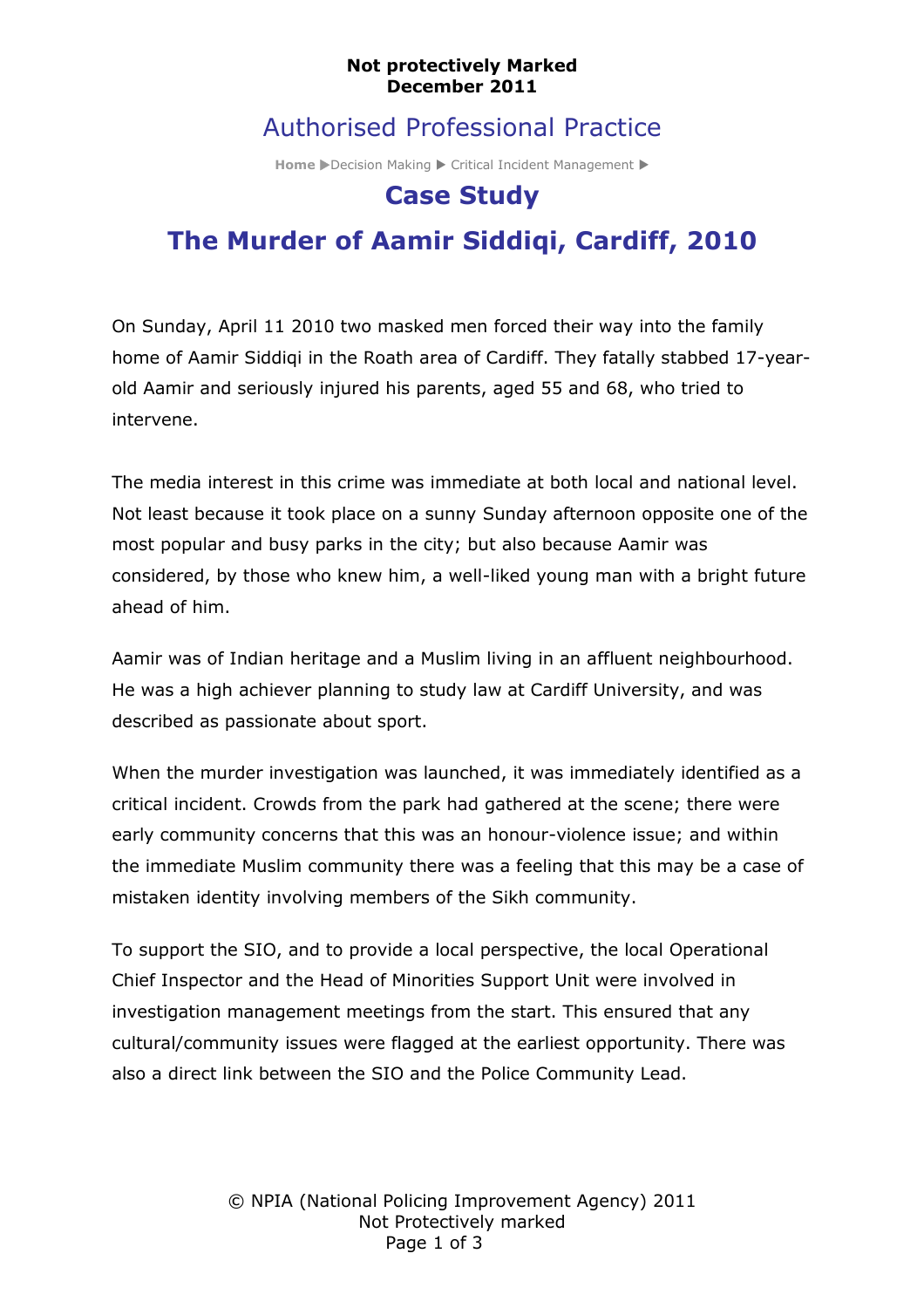Not protectively Marked
December 2011

Authorised Professional Practice

**Home** ▶Decision Making ▶ Critical Incident Management ▶

# Case Study

# The Murder of Aamir Siddiqi, Cardiff, 2010

On Sunday, April 11 2010 two masked men forced their way into the family home of Aamir Siddiqi in the Roath area of Cardiff. They fatally stabbed 17-year-old Aamir and seriously injured his parents, aged 55 and 68, who tried to intervene.

The media interest in this crime was immediate at both local and national level. Not least because it took place on a sunny Sunday afternoon opposite one of the most popular and busy parks in the city; but also because Aamir was considered, by those who knew him, a well-liked young man with a bright future ahead of him.

Aamir was of Indian heritage and a Muslim living in an affluent neighbourhood. He was a high achiever planning to study law at Cardiff University, and was described as passionate about sport.

When the murder investigation was launched, it was immediately identified as a critical incident. Crowds from the park had gathered at the scene; there were early community concerns that this was an honour-violence issue; and within the immediate Muslim community there was a feeling that this may be a case of mistaken identity involving members of the Sikh community.

To support the SIO, and to provide a local perspective, the local Operational Chief Inspector and the Head of Minorities Support Unit were involved in investigation management meetings from the start. This ensured that any cultural/community issues were flagged at the earliest opportunity. There was also a direct link between the SIO and the Police Community Lead.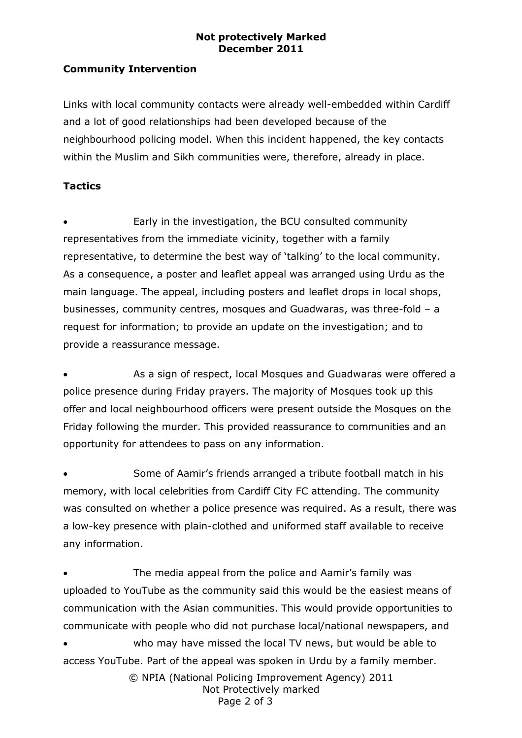## Community Intervention

Links with local community contacts were already well-embedded within Cardiff and a lot of good relationships had been developed because of the neighbourhood policing model. When this incident happened, the key contacts within the Muslim and Sikh communities were, therefore, already in place.

## Tactics

- Early in the investigation, the BCU consulted community representatives from the immediate vicinity, together with a family representative, to determine the best way of 'talking' to the local community. As a consequence, a poster and leaflet appeal was arranged using Urdu as the main language. The appeal, including posters and leaflet drops in local shops, businesses, community centres, mosques and Guadwaras, was three-fold – a request for information; to provide an update on the investigation; and to provide a reassurance message.

- As a sign of respect, local Mosques and Guadwaras were offered a police presence during Friday prayers. The majority of Mosques took up this offer and local neighbourhood officers were present outside the Mosques on the Friday following the murder. This provided reassurance to communities and an opportunity for attendees to pass on any information.

- Some of Aamir's friends arranged a tribute football match in his memory, with local celebrities from Cardiff City FC attending. The community was consulted on whether a police presence was required. As a result, there was a low-key presence with plain-clothed and uniformed staff available to receive any information.

- The media appeal from the police and Aamir's family was uploaded to YouTube as the community said this would be the easiest means of communication with the Asian communities. This would provide opportunities to communicate with people who did not purchase local/national newspapers, and

- who may have missed the local TV news, but would be able to access YouTube. Part of the appeal was spoken in Urdu by a family member.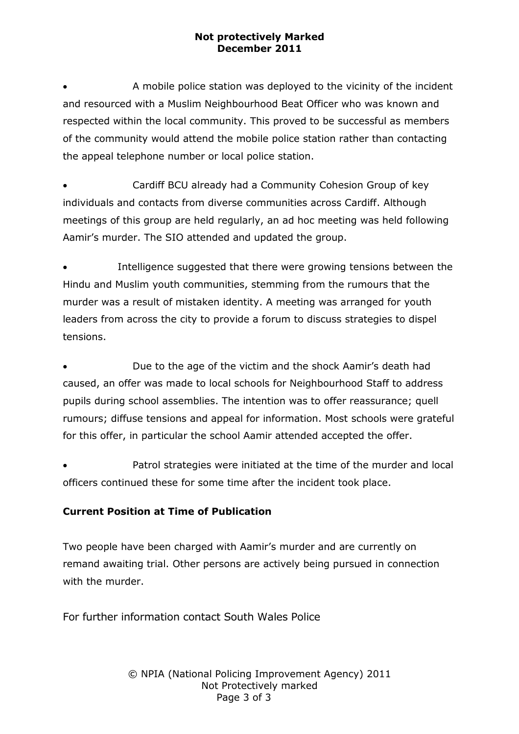- A mobile police station was deployed to the vicinity of the incident and resourced with a Muslim Neighbourhood Beat Officer who was known and respected within the local community. This proved to be successful as members of the community would attend the mobile police station rather than contacting the appeal telephone number or local police station.

- Cardiff BCU already had a Community Cohesion Group of key individuals and contacts from diverse communities across Cardiff. Although meetings of this group are held regularly, an ad hoc meeting was held following Aamir's murder. The SIO attended and updated the group.

- Intelligence suggested that there were growing tensions between the Hindu and Muslim youth communities, stemming from the rumours that the murder was a result of mistaken identity. A meeting was arranged for youth leaders from across the city to provide a forum to discuss strategies to dispel tensions.

- Due to the age of the victim and the shock Aamir's death had caused, an offer was made to local schools for Neighbourhood Staff to address pupils during school assemblies. The intention was to offer reassurance; quell rumours; diffuse tensions and appeal for information. Most schools were grateful for this offer, in particular the school Aamir attended accepted the offer.

- Patrol strategies were initiated at the time of the murder and local officers continued these for some time after the incident took place.

**Current Position at Time of Publication**

Two people have been charged with Aamir's murder and are currently on remand awaiting trial. Other persons are actively being pursued in connection with the murder.

For further information contact South Wales Police

© NPIA (National Policing Improvement Agency) 2011